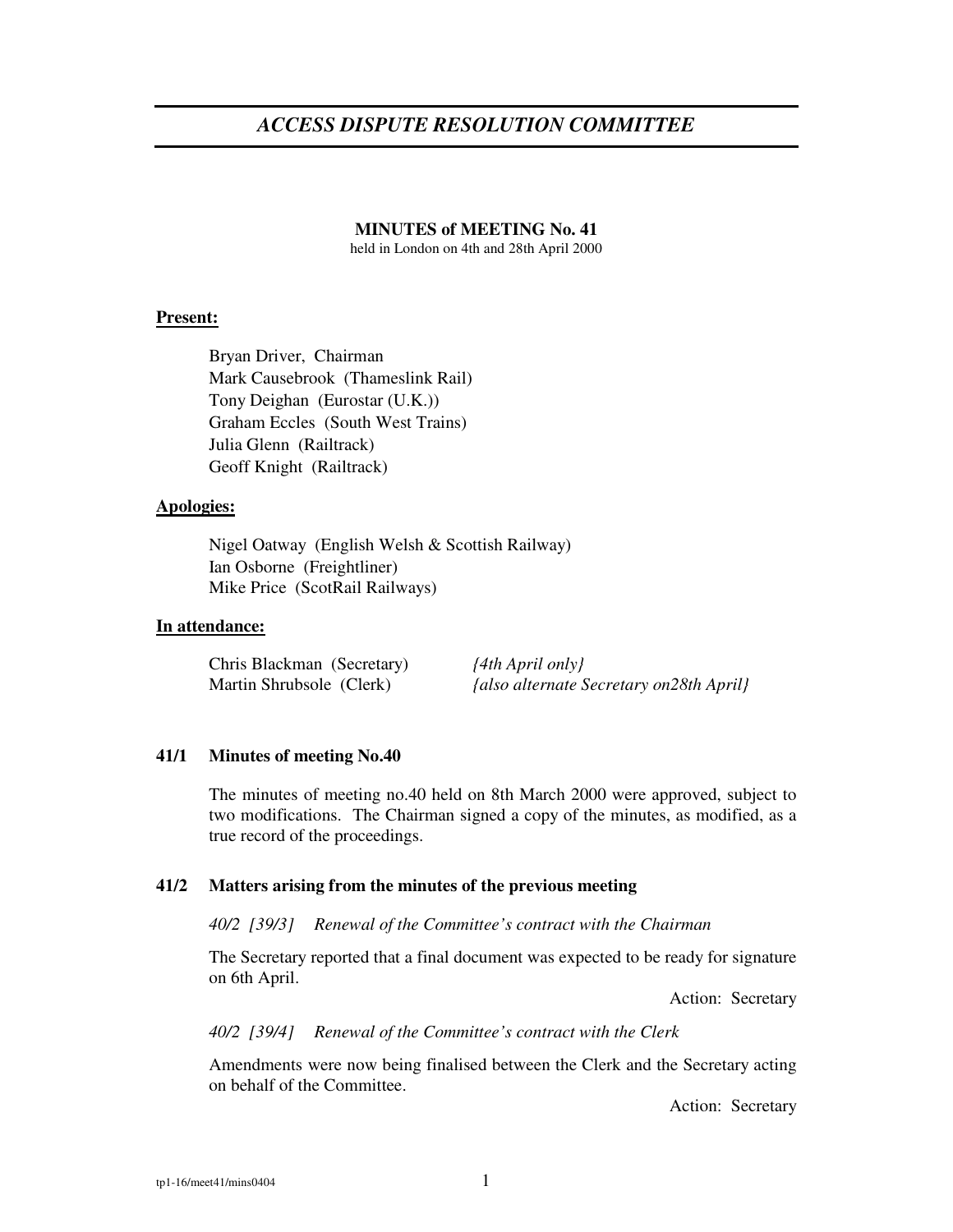# *ACCESS DISPUTE RESOLUTION COMMITTEE*

**MINUTES of MEETING No. 41**

held in London on 4th and 28th April 2000

**Present:**

Bryan Driver, Chairman
Mark Causebrook (Thameslink Rail)
Tony Deighan (Eurostar (U.K.))
Graham Eccles (South West Trains)
Julia Glenn (Railtrack)
Geoff Knight (Railtrack)

**Apologies:**

Nigel Oatway (English Welsh & Scottish Railway)
Ian Osborne (Freightliner)
Mike Price (ScotRail Railways)

**In attendance:**

| | |
|---|---|
| Chris Blackman (Secretary) | *{4th April only}* |
| Martin Shrubsole (Clerk) | *{also alternate Secretary on28th April}* |

## 41/1 Minutes of meeting No.40

The minutes of meeting no.40 held on 8th March 2000 were approved, subject to two modifications. The Chairman signed a copy of the minutes, as modified, as a true record of the proceedings.

## 41/2 Matters arising from the minutes of the previous meeting

*40/2 [39/3] Renewal of the Committee's contract with the Chairman*

The Secretary reported that a final document was expected to be ready for signature on 6th April.

Action: Secretary

*40/2 [39/4] Renewal of the Committee's contract with the Clerk*

Amendments were now being finalised between the Clerk and the Secretary acting on behalf of the Committee.

Action: Secretary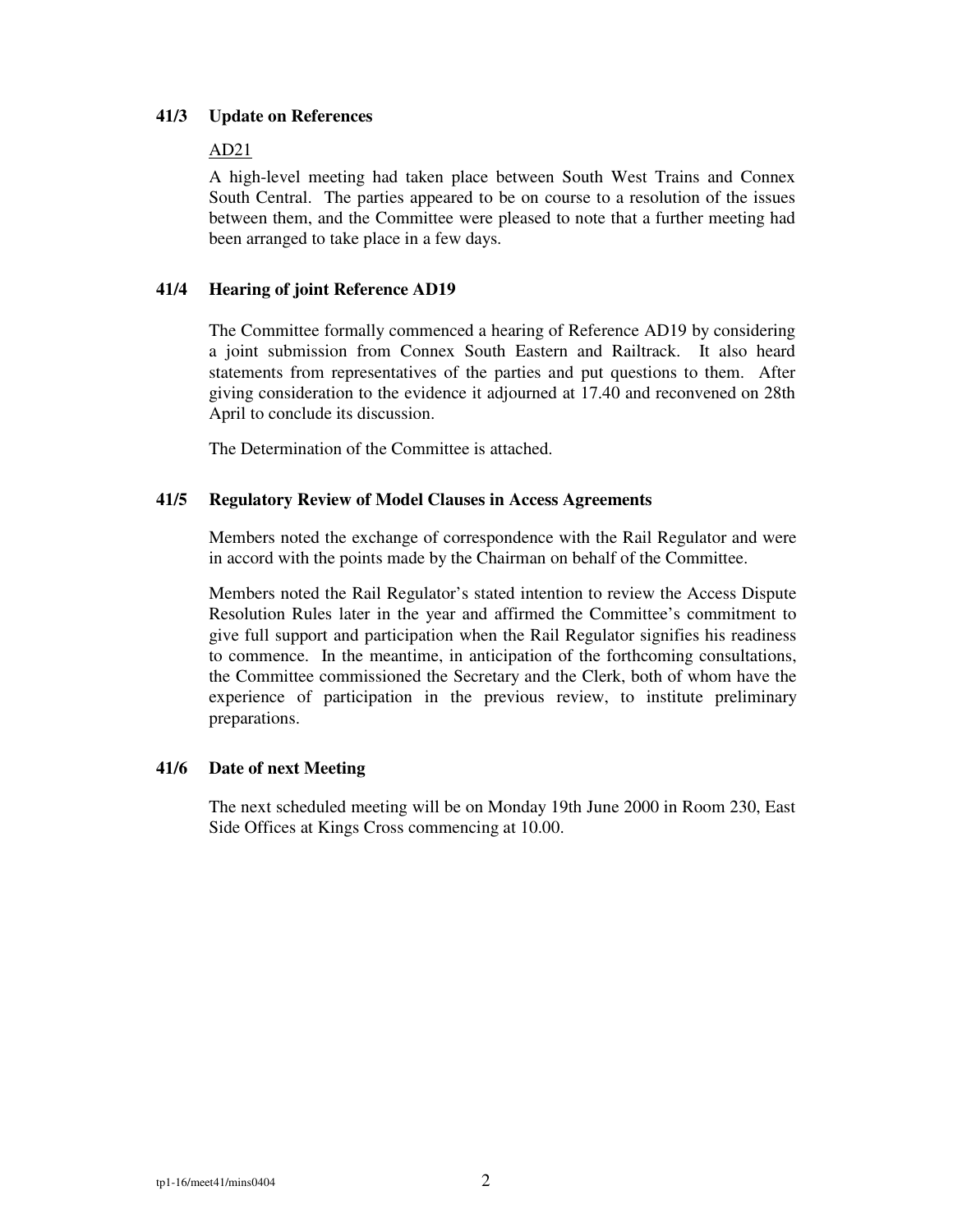### 41/3 Update on References

AD21

A high-level meeting had taken place between South West Trains and Connex South Central. The parties appeared to be on course to a resolution of the issues between them, and the Committee were pleased to note that a further meeting had been arranged to take place in a few days.

### 41/4 Hearing of joint Reference AD19

The Committee formally commenced a hearing of Reference AD19 by considering a joint submission from Connex South Eastern and Railtrack. It also heard statements from representatives of the parties and put questions to them. After giving consideration to the evidence it adjourned at 17.40 and reconvened on 28th April to conclude its discussion.

The Determination of the Committee is attached.

### 41/5 Regulatory Review of Model Clauses in Access Agreements

Members noted the exchange of correspondence with the Rail Regulator and were in accord with the points made by the Chairman on behalf of the Committee.

Members noted the Rail Regulator's stated intention to review the Access Dispute Resolution Rules later in the year and affirmed the Committee's commitment to give full support and participation when the Rail Regulator signifies his readiness to commence. In the meantime, in anticipation of the forthcoming consultations, the Committee commissioned the Secretary and the Clerk, both of whom have the experience of participation in the previous review, to institute preliminary preparations.

### 41/6 Date of next Meeting

The next scheduled meeting will be on Monday 19th June 2000 in Room 230, East Side Offices at Kings Cross commencing at 10.00.

tp1-16/meet41/mins0404